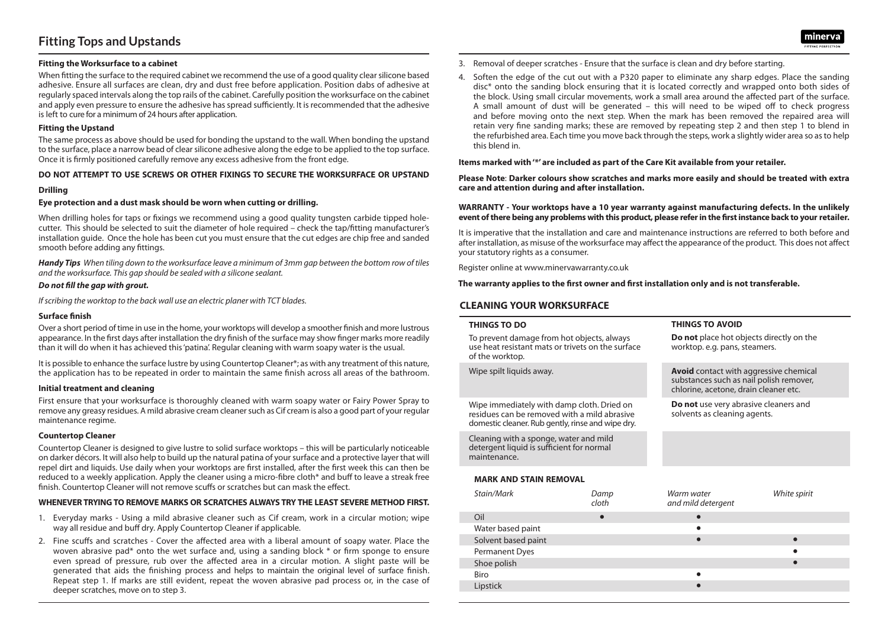// Fitting Tops and Upstands

#### Fitting the Worksurface to a cabinet

When fitting the surface to the required cabinet we recommend the use of a good quality clear silicone based adhesive. Ensure all surfaces are clean, dry and dust free before application. Position dabs of adhesive at regularly spaced intervals along the top rails of the cabinet. Carefully position the worksurface on the cabinet and apply even pressure to ensure the adhesive has spread sufficiently. It is recommended that the adhesive is left to cure for a minimum of 24 hours after application.

#### Fitting the Upstand

The same process as above should be used for bonding the upstand to the wall. When bonding the upstand to the surface, place a narrow bead of clear silicone adhesive along the edge to be applied to the top surface. Once it is firmly positioned carefully remove any excess adhesive from the front edge.

**DO NOT ATTEMPT TO USE SCREWS OR OTHER FIXINGS TO SECURE THE WORKSURFACE OR UPSTAND**

#### Drilling

**Eye protection and a dust mask should be worn when cutting or drilling.**

When drilling holes for taps or fixings we recommend using a good quality tungsten carbide tipped hole-cutter. This should be selected to suit the diameter of hole required – check the tap/fitting manufacturer's installation guide. Once the hole has been cut you must ensure that the cut edges are chip free and sanded smooth before adding any fittings.

***Handy Tips*** *When tiling down to the worksurface leave a minimum of 3mm gap between the bottom row of tiles and the worksurface. This gap should be sealed with a silicone sealant.*

***Do not fill the gap with grout.***

*If scribing the worktop to the back wall use an electric planer with TCT blades.*

#### Surface finish

Over a short period of time in use in the home, your worktops will develop a smoother finish and more lustrous appearance. In the first days after installation the dry finish of the surface may show finger marks more readily than it will do when it has achieved this 'patina'. Regular cleaning with warm soapy water is the usual.

It is possible to enhance the surface lustre by using Countertop Cleaner*; as with any treatment of this nature, the application has to be repeated in order to maintain the same finish across all areas of the bathroom.

#### Initial treatment and cleaning

First ensure that your worksurface is thoroughly cleaned with warm soapy water or Fairy Power Spray to remove any greasy residues. A mild abrasive cream cleaner such as Cif cream is also a good part of your regular maintenance regime.

#### Countertop Cleaner

Countertop Cleaner is designed to give lustre to solid surface worktops – this will be particularly noticeable on darker décors. It will also help to build up the natural patina of your surface and a protective layer that will repel dirt and liquids. Use daily when your worktops are first installed, after the first week this can then be reduced to a weekly application. Apply the cleaner using a micro-fibre cloth* and buff to leave a streak free finish. Countertop Cleaner will not remove scuffs or scratches but can mask the effect.

**WHENEVER TRYING TO REMOVE MARKS OR SCRATCHES ALWAYS TRY THE LEAST SEVERE METHOD FIRST.**

1. Everyday marks - Using a mild abrasive cleaner such as Cif cream, work in a circular motion; wipe way all residue and buff dry. Apply Countertop Cleaner if applicable.
2. Fine scuffs and scratches - Cover the affected area with a liberal amount of soapy water. Place the woven abrasive pad* onto the wet surface and, using a sanding block * or firm sponge to ensure even spread of pressure, rub over the affected area in a circular motion. A slight paste will be generated that aids the finishing process and helps to maintain the original level of surface finish. Repeat step 1. If marks are still evident, repeat the woven abrasive pad process or, in the case of deeper scratches, move on to step 3.
3. Removal of deeper scratches - Ensure that the surface is clean and dry before starting.
4. Soften the edge of the cut out with a P320 paper to eliminate any sharp edges. Place the sanding disc* onto the sanding block ensuring that it is located correctly and wrapped onto both sides of the block. Using small circular movements, work a small area around the affected part of the surface. A small amount of dust will be generated – this will need to be wiped off to check progress and before moving onto the next step. When the mark has been removed the repaired area will retain very fine sanding marks; these are removed by repeating step 2 and then step 1 to blend in the refurbished area. Each time you move back through the steps, work a slightly wider area so as to help this blend in.

**Items marked with '*' are included as part of the Care Kit available from your retailer.**

**Please Note**: **Darker colours show scratches and marks more easily and should be treated with extra care and attention during and after installation.**

**WARRANTY - Your worktops have a 10 year warranty against manufacturing defects. In the unlikely event of there being any problems with this product, please refer in the first instance back to your retailer.**

It is imperative that the installation and care and maintenance instructions are referred to both before and after installation, as misuse of the worksurface may affect the appearance of the product. This does not affect your statutory rights as a consumer.

Register online at www.minervawarranty.co.uk

**The warranty applies to the first owner and first installation only and is not transferable.**

## CLEANING YOUR WORKSURFACE

| THINGS TO DO | THINGS TO AVOID |
|---|---|
| To prevent damage from hot objects, always use heat resistant mats or trivets on the surface of the worktop. | **Do not** place hot objects directly on the worktop. e.g. pans, steamers. |
| Wipe spilt liquids away. | **Avoid** contact with aggressive chemical substances such as nail polish remover, chlorine, acetone, drain cleaner etc. |
| Wipe immediately with damp cloth. Dried on residues can be removed with a mild abrasive domestic cleaner. Rub gently, rinse and wipe dry. | **Do not** use very abrasive cleaners and solvents as cleaning agents. |
| Cleaning with a sponge, water and mild detergent liquid is sufficient for normal maintenance. | |

### MARK AND STAIN REMOVAL

| *Stain/Mark* | *Damp cloth* | *Warm water and mild detergent* | *White spirit* |
|---|---|---|---|
| Oil | ● | ● | |
| Water based paint | | ● | |
| Solvent based paint | | ● | ● |
| Permanent Dyes | | | ● |
| Shoe polish | | | ● |
| Biro | | ● | |
| Lipstick | | ● | |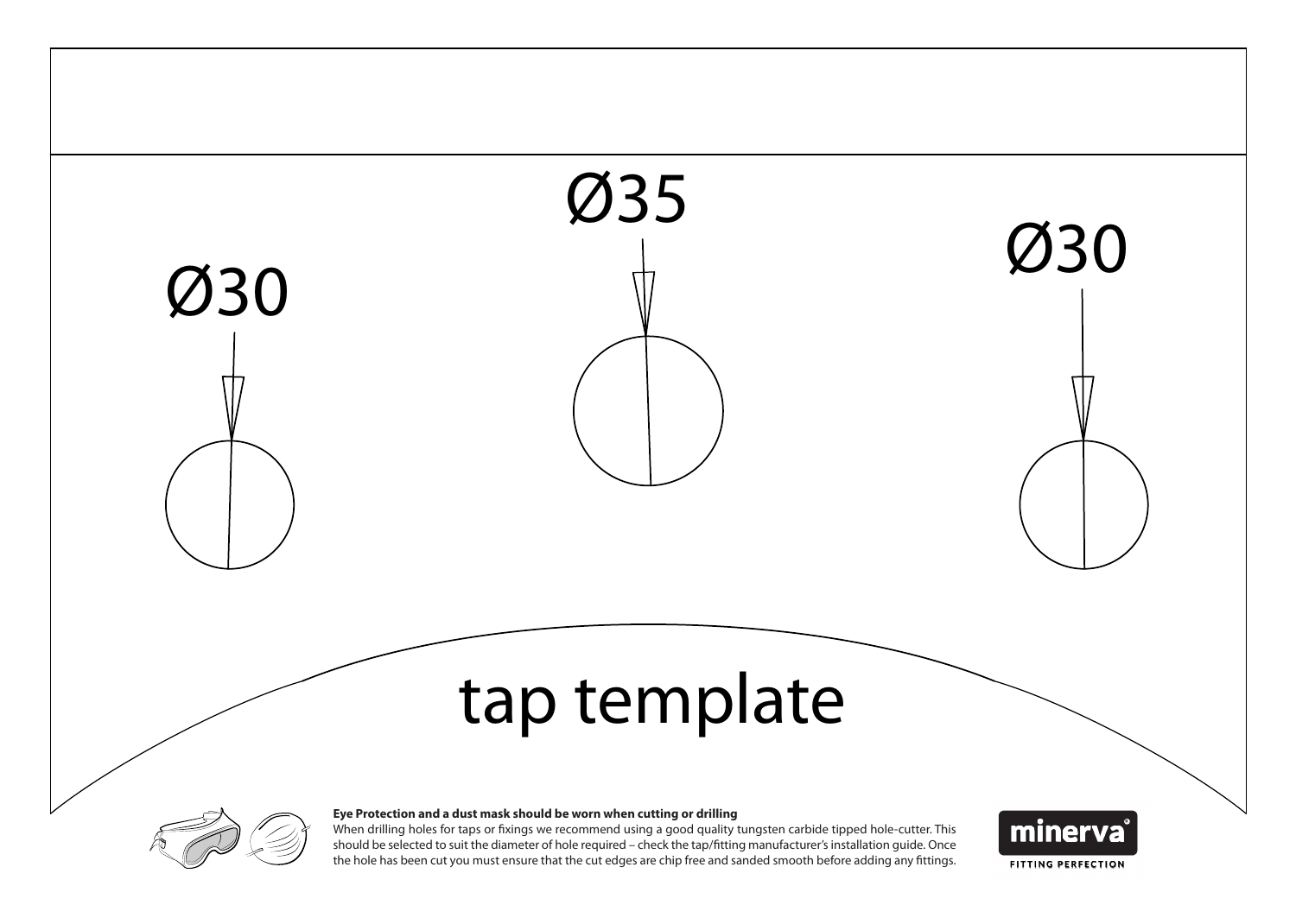Ø30

Ø35

Ø30

tap template

**Eye Protection and a dust mask should be worn when cutting or drilling**

When drilling holes for taps or fixings we recommend using a good quality tungsten carbide tipped hole-cutter. This should be selected to suit the diameter of hole required – check the tap/fitting manufacturer's installation guide. Once the hole has been cut you must ensure that the cut edges are chip free and sanded smooth before adding any fittings.

minerva®

FITTING PERFECTION